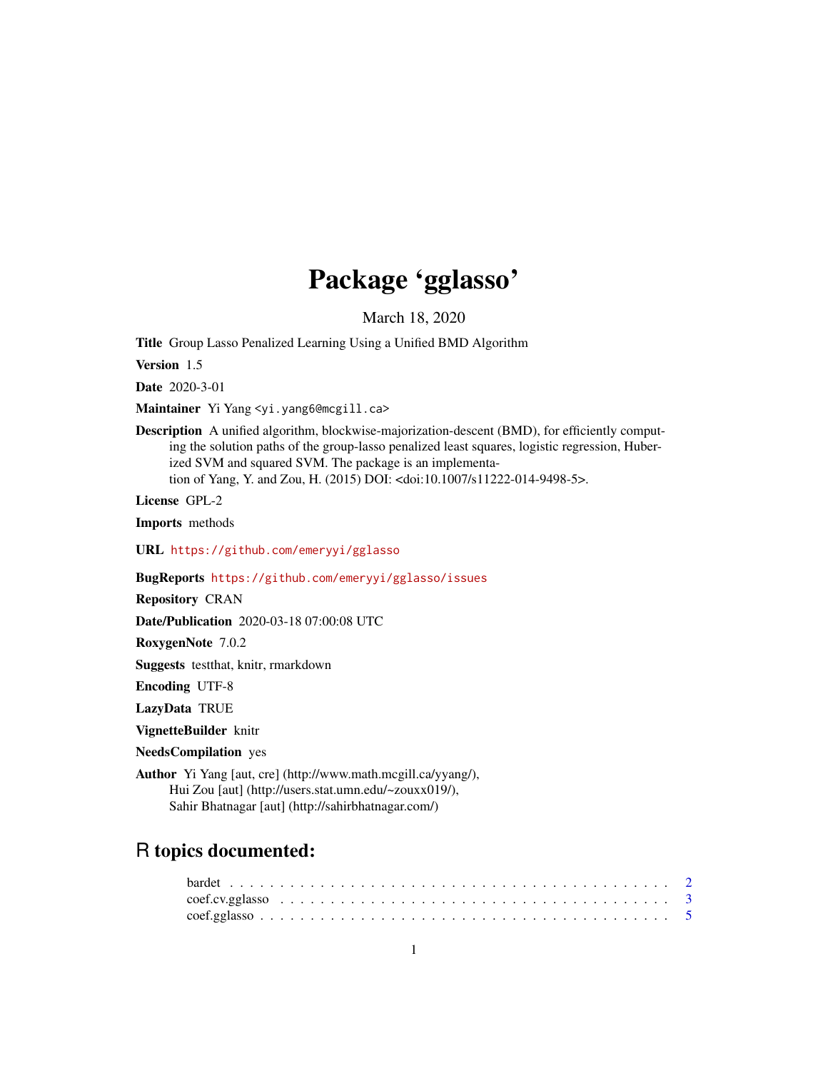# Package 'gglasso'

March 18, 2020

**Title** Group Lasso Penalized Learning Using a Unified BMD Algorithm

**Version** 1.5

**Date** 2020-3-01

**Maintainer** Yi Yang <yi.yang6@mcgill.ca>

**Description** A unified algorithm, blockwise-majorization-descent (BMD), for efficiently computing the solution paths of the group-lasso penalized least squares, logistic regression, Huberized SVM and squared SVM. The package is an implementation of Yang, Y. and Zou, H. (2015) DOI: <doi:10.1007/s11222-014-9498-5>.

**License** GPL-2

**Imports** methods

**URL** https://github.com/emeryyi/gglasso

**BugReports** https://github.com/emeryyi/gglasso/issues

**Repository** CRAN

**Date/Publication** 2020-03-18 07:00:08 UTC

**RoxygenNote** 7.0.2

**Suggests** testthat, knitr, rmarkdown

**Encoding** UTF-8

**LazyData** TRUE

**VignetteBuilder** knitr

**NeedsCompilation** yes

**Author** Yi Yang [aut, cre] (http://www.math.mcgill.ca/yyang/),
Hui Zou [aut] (http://users.stat.umn.edu/~zouxx019/),
Sahir Bhatnagar [aut] (http://sahirbhatnagar.com/)

## R topics documented:

- bardet . . . . . . . . . . . . . . . . . . . . . . . . . . . . . . . . . . . . . . . . 2
- coef.cv.gglasso . . . . . . . . . . . . . . . . . . . . . . . . . . . . . . . . . . . 3
- coef.gglasso . . . . . . . . . . . . . . . . . . . . . . . . . . . . . . . . . . . . 5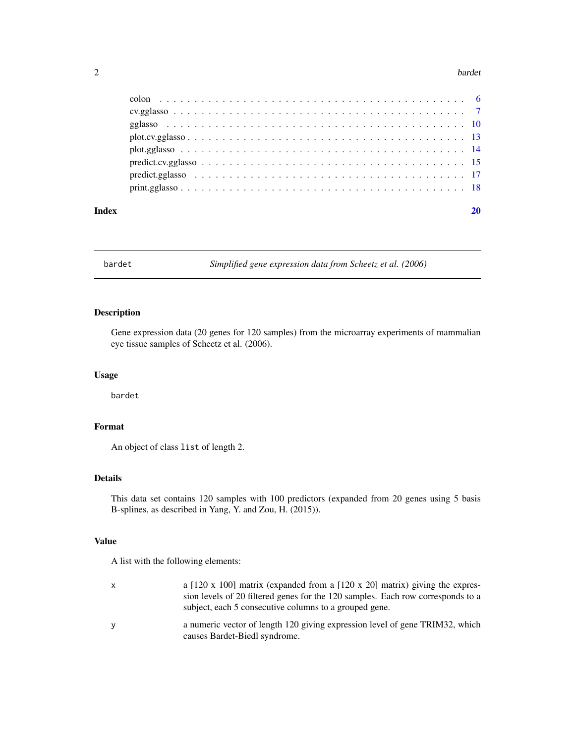colon . . . . . . . . . . . . . . . . . . . . . . . . . . . . . . . . . . . . . . . . . . 6
cv.gglasso . . . . . . . . . . . . . . . . . . . . . . . . . . . . . . . . . . . . . . . 7
gglasso . . . . . . . . . . . . . . . . . . . . . . . . . . . . . . . . . . . . . . . . 10
plot.cv.gglasso . . . . . . . . . . . . . . . . . . . . . . . . . . . . . . . . . . . . 13
plot.gglasso . . . . . . . . . . . . . . . . . . . . . . . . . . . . . . . . . . . . . 14
predict.cv.gglasso . . . . . . . . . . . . . . . . . . . . . . . . . . . . . . . . . . 15
predict.gglasso . . . . . . . . . . . . . . . . . . . . . . . . . . . . . . . . . . . . 17
print.gglasso . . . . . . . . . . . . . . . . . . . . . . . . . . . . . . . . . . . . . 18

**Index** **20**

---

## bardet — *Simplified gene expression data from Scheetz et al. (2006)*

### Description

Gene expression data (20 genes for 120 samples) from the microarray experiments of mammalian eye tissue samples of Scheetz et al. (2006).

### Usage

```
bardet
```

### Format

An object of class `list` of length 2.

### Details

This data set contains 120 samples with 100 predictors (expanded from 20 genes using 5 basis B-splines, as described in Yang, Y. and Zou, H. (2015)).

### Value

A list with the following elements:

| | |
|---|---|
| `x` | a [120 x 100] matrix (expanded from a [120 x 20] matrix) giving the expression levels of 20 filtered genes for the 120 samples. Each row corresponds to a subject, each 5 consecutive columns to a grouped gene. |
| `y` | a numeric vector of length 120 giving expression level of gene TRIM32, which causes Bardet-Biedl syndrome. |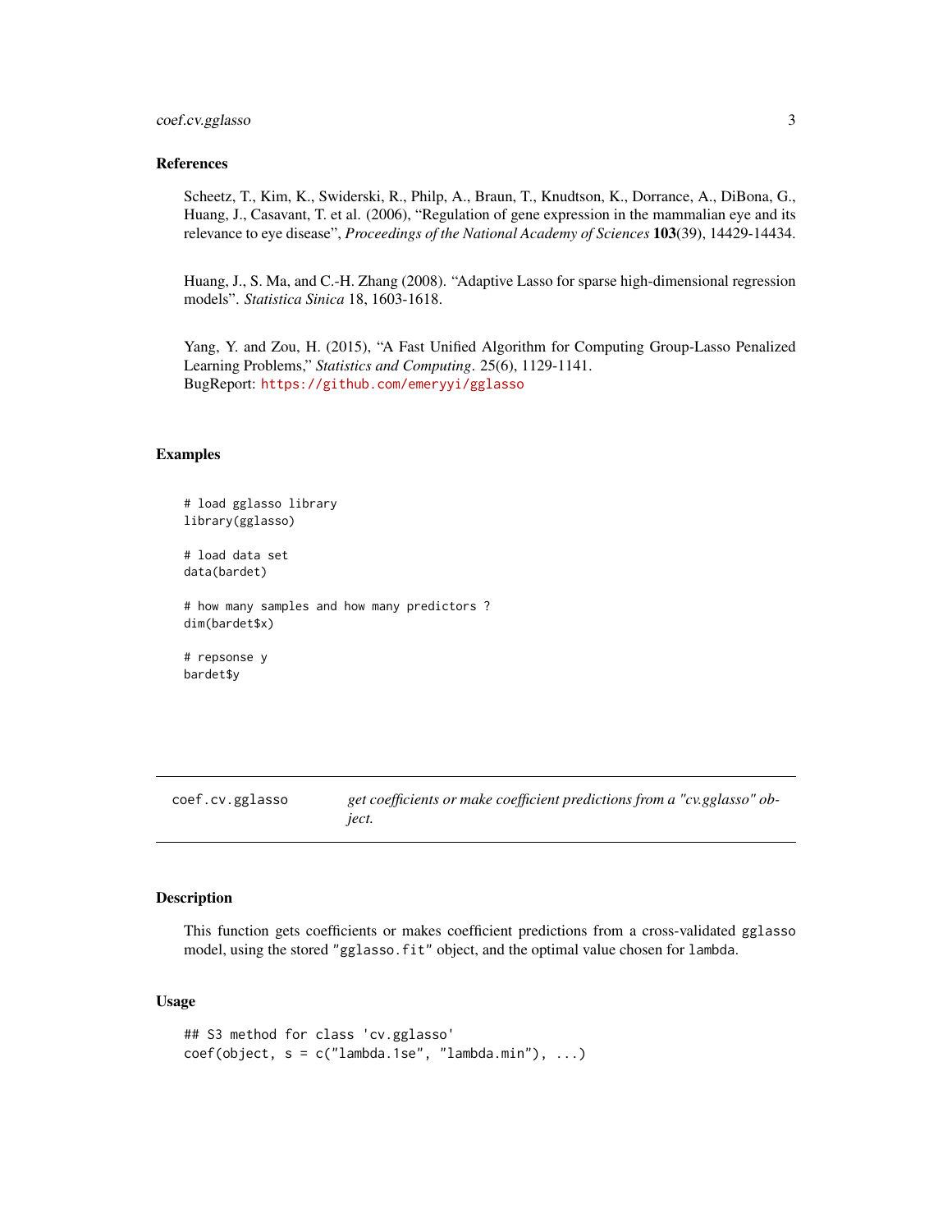## References

Scheetz, T., Kim, K., Swiderski, R., Philp, A., Braun, T., Knudtson, K., Dorrance, A., DiBona, G., Huang, J., Casavant, T. et al. (2006), "Regulation of gene expression in the mammalian eye and its relevance to eye disease", *Proceedings of the National Academy of Sciences* **103**(39), 14429-14434.

Huang, J., S. Ma, and C.-H. Zhang (2008). "Adaptive Lasso for sparse high-dimensional regression models". *Statistica Sinica* 18, 1603-1618.

Yang, Y. and Zou, H. (2015), "A Fast Unified Algorithm for Computing Group-Lasso Penalized Learning Problems," *Statistics and Computing*. 25(6), 1129-1141.
BugReport: https://github.com/emeryyi/gglasso

## Examples

```
# load gglasso library
library(gglasso)

# load data set
data(bardet)

# how many samples and how many predictors ?
dim(bardet$x)

# repsonse y
bardet$y
```

---

`coef.cv.gglasso` — *get coefficients or make coefficient predictions from a "cv.gglasso" object.*

---

## Description

This function gets coefficients or makes coefficient predictions from a cross-validated `gglasso` model, using the stored `"gglasso.fit"` object, and the optimal value chosen for `lambda`.

## Usage

```
## S3 method for class 'cv.gglasso'
coef(object, s = c("lambda.1se", "lambda.min"), ...)
```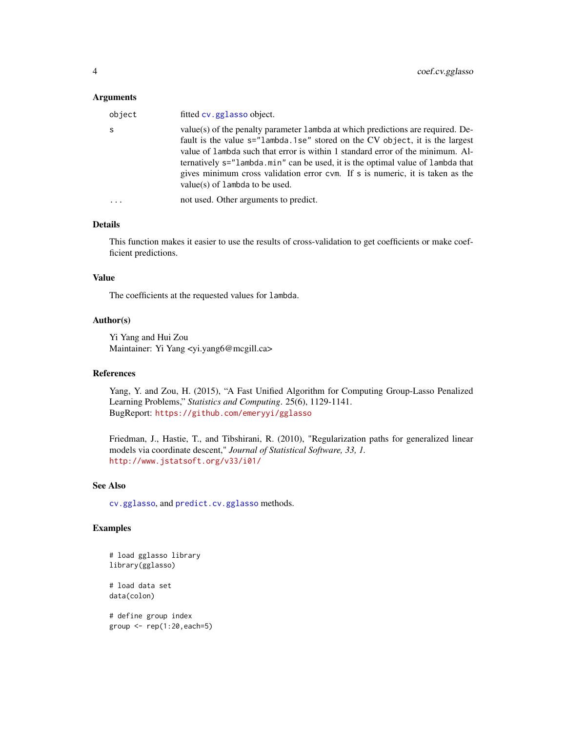### Arguments

| | |
|---|---|
| `object` | fitted `cv.gglasso` object. |
| `s` | value(s) of the penalty parameter `lambda` at which predictions are required. Default is the value `s="lambda.1se"` stored on the CV `object`, it is the largest value of `lambda` such that error is within 1 standard error of the minimum. Alternatively `s="lambda.min"` can be used, it is the optimal value of `lambda` that gives minimum cross validation error `cvm`. If `s` is numeric, it is taken as the value(s) of `lambda` to be used. |
| `...` | not used. Other arguments to predict. |

### Details

This function makes it easier to use the results of cross-validation to get coefficients or make coefficient predictions.

### Value

The coefficients at the requested values for `lambda`.

### Author(s)

Yi Yang and Hui Zou
Maintainer: Yi Yang <yi.yang6@mcgill.ca>

### References

Yang, Y. and Zou, H. (2015), "A Fast Unified Algorithm for Computing Group-Lasso Penalized Learning Problems," *Statistics and Computing*. 25(6), 1129-1141.
BugReport: https://github.com/emeryyi/gglasso

Friedman, J., Hastie, T., and Tibshirani, R. (2010), "Regularization paths for generalized linear models via coordinate descent," *Journal of Statistical Software, 33, 1.*
http://www.jstatsoft.org/v33/i01/

### See Also

`cv.gglasso`, and `predict.cv.gglasso` methods.

### Examples

```
# load gglasso library
library(gglasso)

# load data set
data(colon)

# define group index
group <- rep(1:20,each=5)
```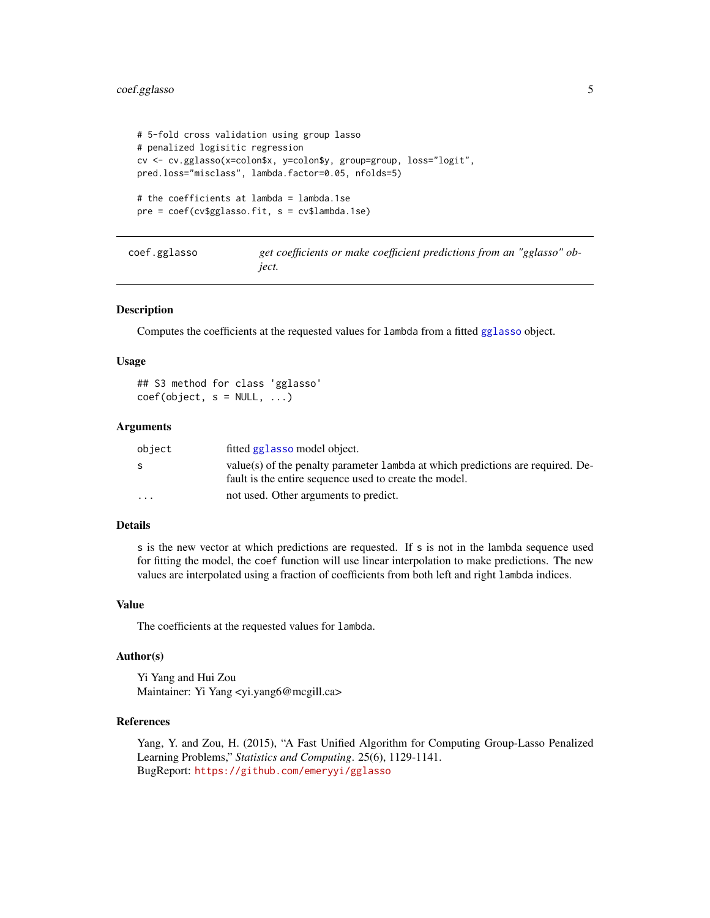```
# 5-fold cross validation using group lasso
# penalized logisitic regression
cv <- cv.gglasso(x=colon$x, y=colon$y, group=group, loss="logit",
pred.loss="misclass", lambda.factor=0.05, nfolds=5)

# the coefficients at lambda = lambda.1se
pre = coef(cv$gglasso.fit, s = cv$lambda.1se)
```

---

## coef.gglasso — *get coefficients or make coefficient predictions from an "gglasso" object.*

---

### Description

Computes the coefficients at the requested values for `lambda` from a fitted `gglasso` object.

### Usage

```
## S3 method for class 'gglasso'
coef(object, s = NULL, ...)
```

### Arguments

| | |
|---|---|
| `object` | fitted `gglasso` model object. |
| `s` | value(s) of the penalty parameter `lambda` at which predictions are required. Default is the entire sequence used to create the model. |
| `...` | not used. Other arguments to predict. |

### Details

`s` is the new vector at which predictions are requested. If `s` is not in the lambda sequence used for fitting the model, the `coef` function will use linear interpolation to make predictions. The new values are interpolated using a fraction of coefficients from both left and right `lambda` indices.

### Value

The coefficients at the requested values for `lambda`.

### Author(s)

Yi Yang and Hui Zou
Maintainer: Yi Yang <yi.yang6@mcgill.ca>

### References

Yang, Y. and Zou, H. (2015), "A Fast Unified Algorithm for Computing Group-Lasso Penalized Learning Problems," *Statistics and Computing*. 25(6), 1129-1141.
BugReport: https://github.com/emeryyi/gglasso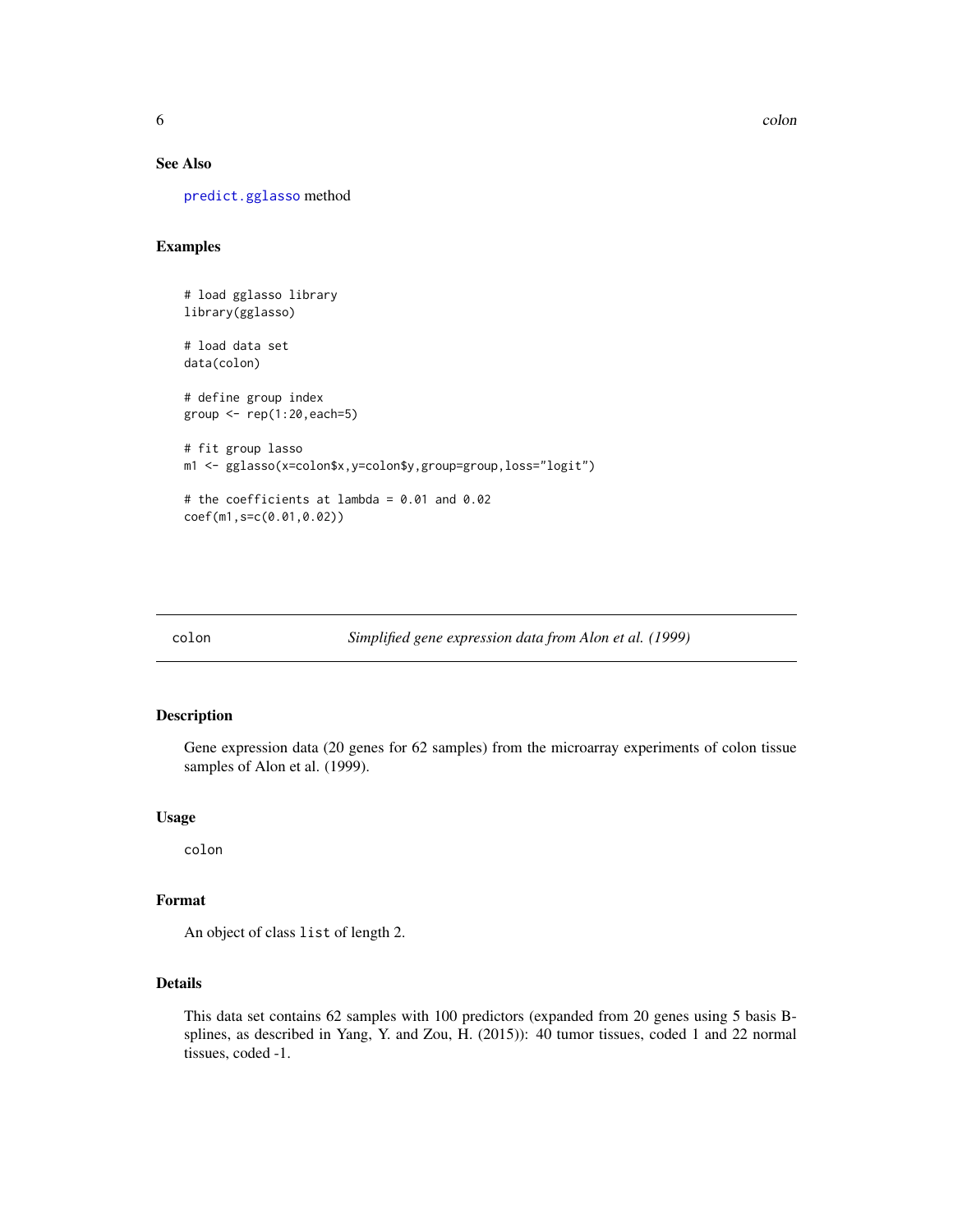### See Also

predict.gglasso method

### Examples

```
# load gglasso library
library(gglasso)

# load data set
data(colon)

# define group index
group <- rep(1:20,each=5)

# fit group lasso
m1 <- gglasso(x=colon$x,y=colon$y,group=group,loss="logit")

# the coefficients at lambda = 0.01 and 0.02
coef(m1,s=c(0.01,0.02))
```

---

## colon — *Simplified gene expression data from Alon et al. (1999)*

---

### Description

Gene expression data (20 genes for 62 samples) from the microarray experiments of colon tissue samples of Alon et al. (1999).

### Usage

```
colon
```

### Format

An object of class `list` of length 2.

### Details

This data set contains 62 samples with 100 predictors (expanded from 20 genes using 5 basis B-splines, as described in Yang, Y. and Zou, H. (2015)): 40 tumor tissues, coded 1 and 22 normal tissues, coded -1.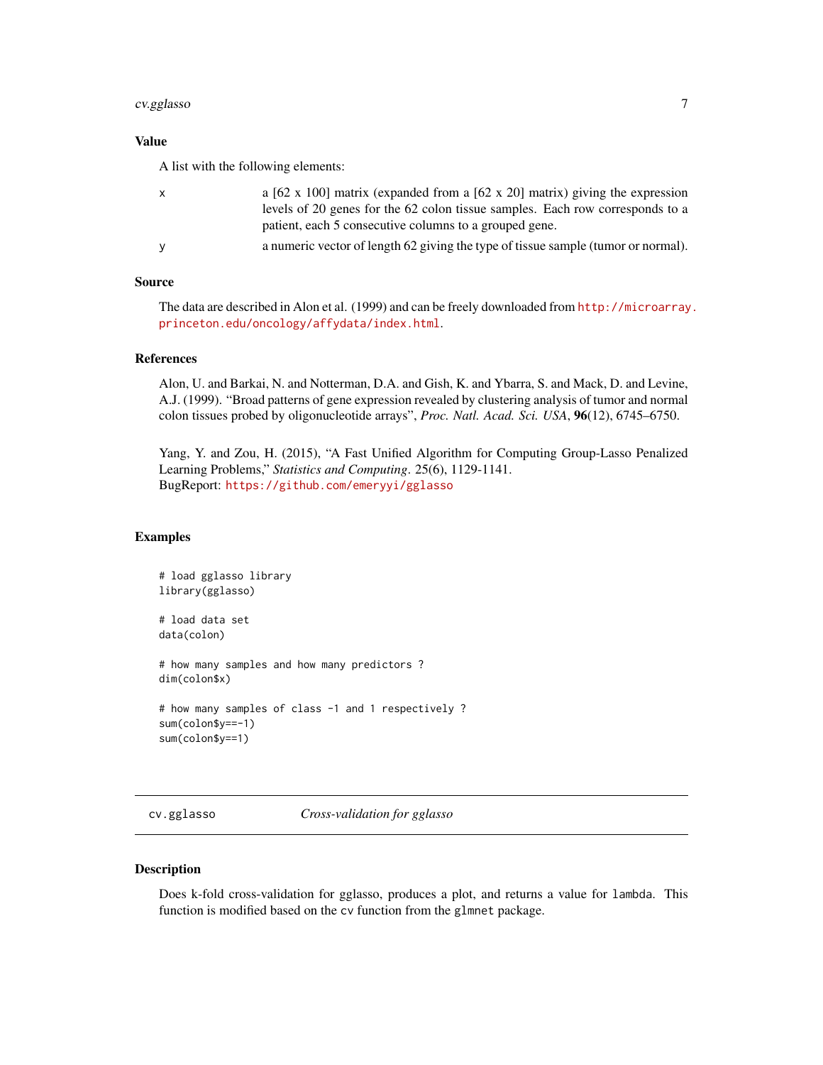### Value

A list with the following elements:

| | |
|---|---|
| x | a [62 x 100] matrix (expanded from a [62 x 20] matrix) giving the expression levels of 20 genes for the 62 colon tissue samples. Each row corresponds to a patient, each 5 consecutive columns to a grouped gene. |
| y | a numeric vector of length 62 giving the type of tissue sample (tumor or normal). |

### Source

The data are described in Alon et al. (1999) and can be freely downloaded from http://microarray.princeton.edu/oncology/affydata/index.html.

### References

Alon, U. and Barkai, N. and Notterman, D.A. and Gish, K. and Ybarra, S. and Mack, D. and Levine, A.J. (1999). "Broad patterns of gene expression revealed by clustering analysis of tumor and normal colon tissues probed by oligonucleotide arrays", *Proc. Natl. Acad. Sci. USA*, **96**(12), 6745–6750.

Yang, Y. and Zou, H. (2015), "A Fast Unified Algorithm for Computing Group-Lasso Penalized Learning Problems," *Statistics and Computing*. 25(6), 1129-1141.
BugReport: https://github.com/emeryyi/gglasso

### Examples

```
# load gglasso library
library(gglasso)

# load data set
data(colon)

# how many samples and how many predictors ?
dim(colon$x)

# how many samples of class -1 and 1 respectively ?
sum(colon$y==-1)
sum(colon$y==1)
```

---

## cv.gglasso — *Cross-validation for gglasso*

---

### Description

Does k-fold cross-validation for gglasso, produces a plot, and returns a value for lambda. This function is modified based on the cv function from the glmnet package.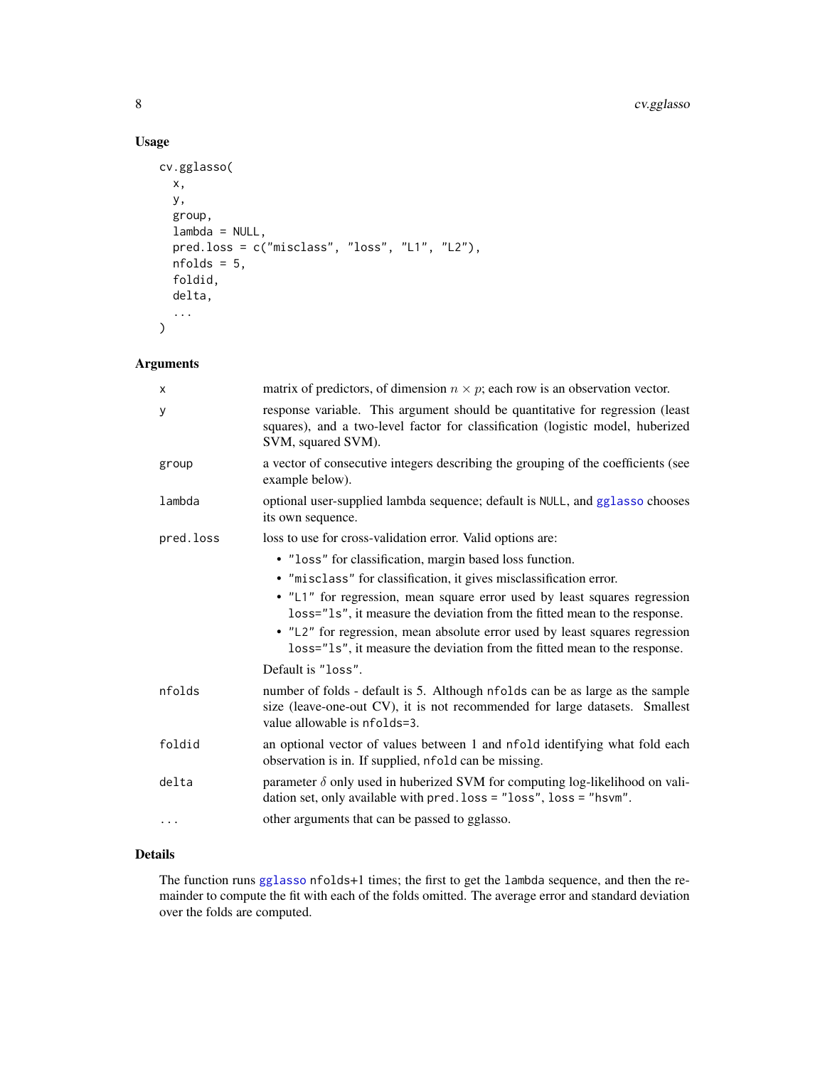## Usage

```
cv.gglasso(
  x,
  y,
  group,
  lambda = NULL,
  pred.loss = c("misclass", "loss", "L1", "L2"),
  nfolds = 5,
  foldid,
  delta,
  ...
)
```

## Arguments

| | |
|---|---|
| x | matrix of predictors, of dimension $n \times p$; each row is an observation vector. |
| y | response variable. This argument should be quantitative for regression (least squares), and a two-level factor for classification (logistic model, huberized SVM, squared SVM). |
| group | a vector of consecutive integers describing the grouping of the coefficients (see example below). |
| lambda | optional user-supplied lambda sequence; default is `NULL`, and gglasso chooses its own sequence. |
| pred.loss | loss to use for cross-validation error. Valid options are: <br>• `"loss"` for classification, margin based loss function. <br>• `"misclass"` for classification, it gives misclassification error. <br>• `"L1"` for regression, mean square error used by least squares regression `loss="ls"`, it measure the deviation from the fitted mean to the response. <br>• `"L2"` for regression, mean absolute error used by least squares regression `loss="ls"`, it measure the deviation from the fitted mean to the response. <br>Default is `"loss"`. |
| nfolds | number of folds - default is 5. Although `nfolds` can be as large as the sample size (leave-one-out CV), it is not recommended for large datasets. Smallest value allowable is `nfolds=3`. |
| foldid | an optional vector of values between 1 and `nfold` identifying what fold each observation is in. If supplied, `nfold` can be missing. |
| delta | parameter $\delta$ only used in huberized SVM for computing log-likelihood on validation set, only available with `pred.loss = "loss"`, `loss = "hsvm"`. |
| ... | other arguments that can be passed to gglasso. |

## Details

The function runs gglasso `nfolds+1` times; the first to get the `lambda` sequence, and then the remainder to compute the fit with each of the folds omitted. The average error and standard deviation over the folds are computed.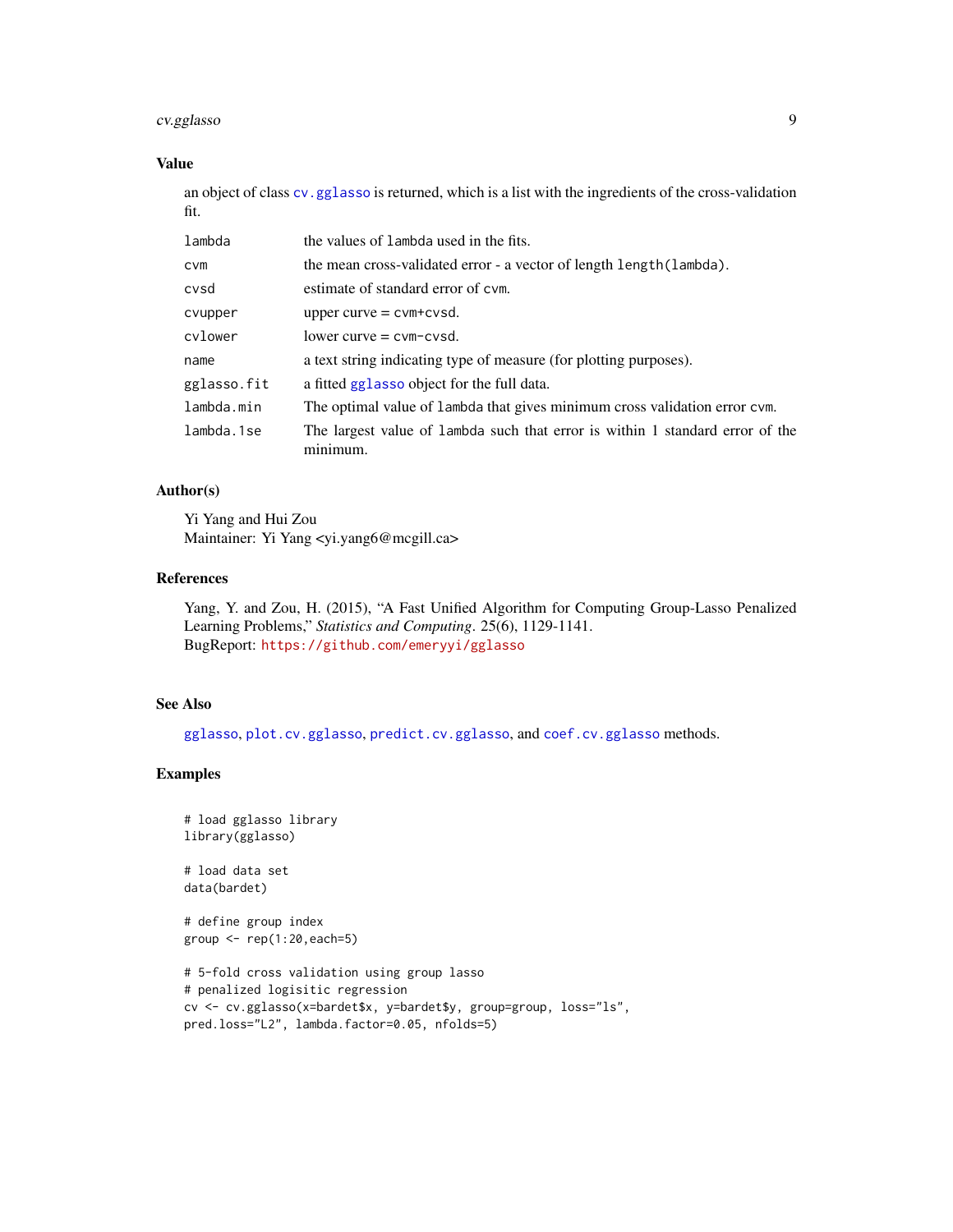## Value

an object of class `cv.gglasso` is returned, which is a list with the ingredients of the cross-validation fit.

| | |
|---|---|
| `lambda` | the values of `lambda` used in the fits. |
| `cvm` | the mean cross-validated error - a vector of length `length(lambda)`. |
| `cvsd` | estimate of standard error of `cvm`. |
| `cvupper` | upper curve = `cvm+cvsd`. |
| `cvlower` | lower curve = `cvm-cvsd`. |
| `name` | a text string indicating type of measure (for plotting purposes). |
| `gglasso.fit` | a fitted `gglasso` object for the full data. |
| `lambda.min` | The optimal value of `lambda` that gives minimum cross validation error `cvm`. |
| `lambda.1se` | The largest value of `lambda` such that error is within 1 standard error of the minimum. |

## Author(s)

Yi Yang and Hui Zou
Maintainer: Yi Yang <yi.yang6@mcgill.ca>

## References

Yang, Y. and Zou, H. (2015), "A Fast Unified Algorithm for Computing Group-Lasso Penalized Learning Problems," *Statistics and Computing*. 25(6), 1129-1141.
BugReport: https://github.com/emeryyi/gglasso

## See Also

`gglasso`, `plot.cv.gglasso`, `predict.cv.gglasso`, and `coef.cv.gglasso` methods.

## Examples

```
# load gglasso library
library(gglasso)

# load data set
data(bardet)

# define group index
group <- rep(1:20,each=5)

# 5-fold cross validation using group lasso
# penalized logisitic regression
cv <- cv.gglasso(x=bardet$x, y=bardet$y, group=group, loss="ls",
pred.loss="L2", lambda.factor=0.05, nfolds=5)
```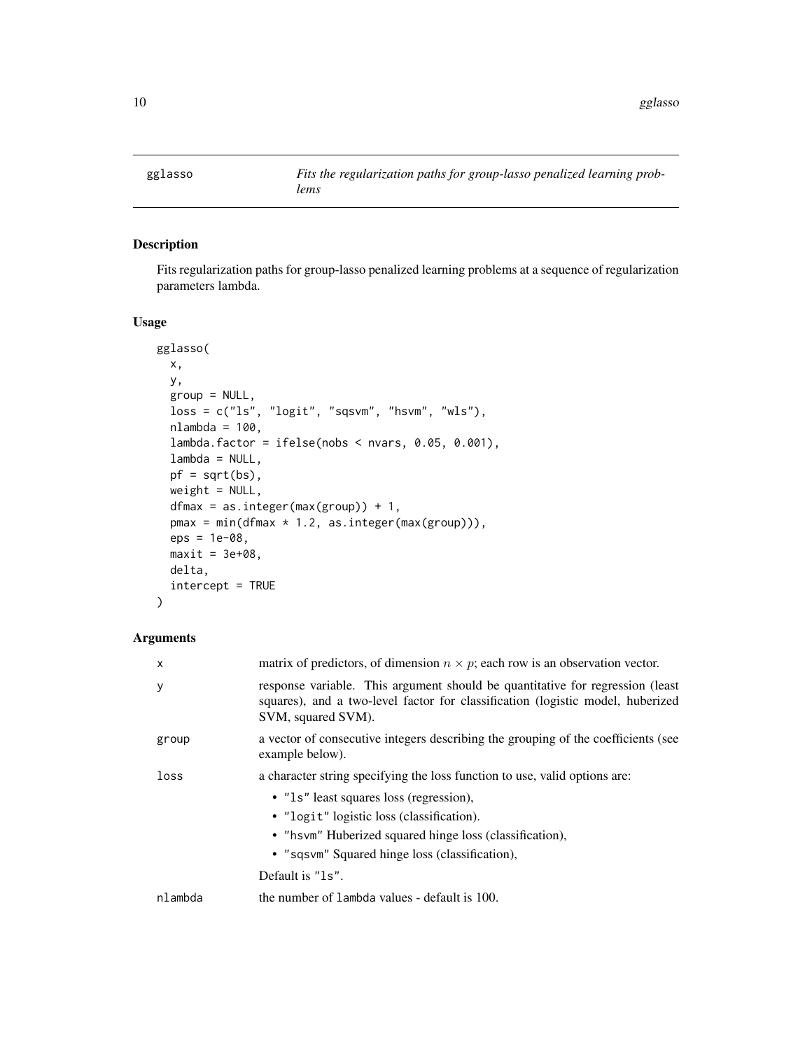## gglasso — *Fits the regularization paths for group-lasso penalized learning problems*

### Description

Fits regularization paths for group-lasso penalized learning problems at a sequence of regularization parameters lambda.

### Usage

```
gglasso(
  x,
  y,
  group = NULL,
  loss = c("ls", "logit", "sqsvm", "hsvm", "wls"),
  nlambda = 100,
  lambda.factor = ifelse(nobs < nvars, 0.05, 0.001),
  lambda = NULL,
  pf = sqrt(bs),
  weight = NULL,
  dfmax = as.integer(max(group)) + 1,
  pmax = min(dfmax * 1.2, as.integer(max(group))),
  eps = 1e-08,
  maxit = 3e+08,
  delta,
  intercept = TRUE
)
```

### Arguments

| | |
|---|---|
| x | matrix of predictors, of dimension $n \times p$; each row is an observation vector. |
| y | response variable. This argument should be quantitative for regression (least squares), and a two-level factor for classification (logistic model, huberized SVM, squared SVM). |
| group | a vector of consecutive integers describing the grouping of the coefficients (see example below). |
| loss | a character string specifying the loss function to use, valid options are: <br>• "ls" least squares loss (regression), <br>• "logit" logistic loss (classification). <br>• "hsvm" Huberized squared hinge loss (classification), <br>• "sqsvm" Squared hinge loss (classification), <br>Default is "ls". |
| nlambda | the number of lambda values - default is 100. |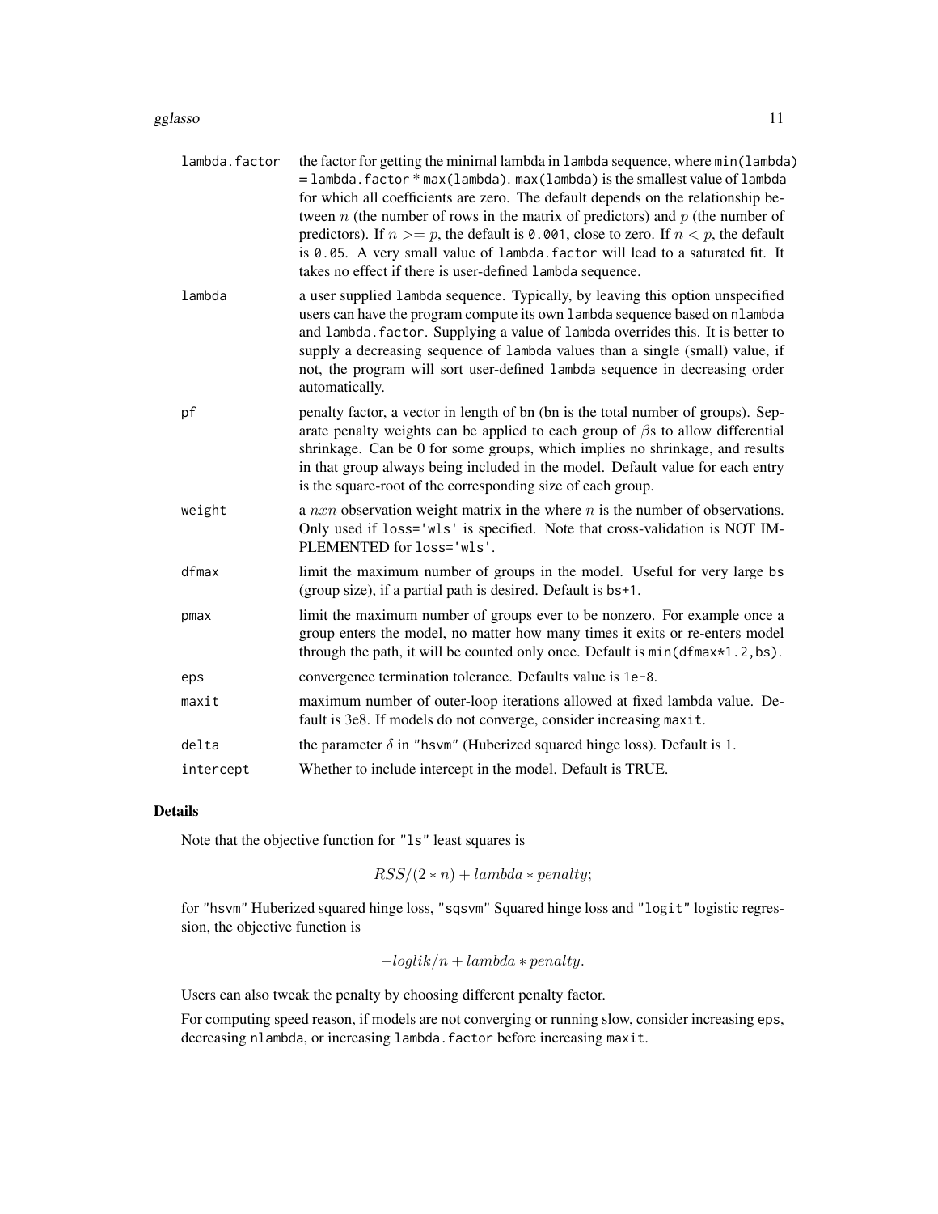| | |
|---|---|
| lambda.factor | the factor for getting the minimal lambda in lambda sequence, where min(lambda) = lambda.factor * max(lambda). max(lambda) is the smallest value of lambda for which all coefficients are zero. The default depends on the relationship between $n$ (the number of rows in the matrix of predictors) and $p$ (the number of predictors). If $n >= p$, the default is 0.001, close to zero. If $n < p$, the default is 0.05. A very small value of lambda.factor will lead to a saturated fit. It takes no effect if there is user-defined lambda sequence. |
| lambda | a user supplied lambda sequence. Typically, by leaving this option unspecified users can have the program compute its own lambda sequence based on nlambda and lambda.factor. Supplying a value of lambda overrides this. It is better to supply a decreasing sequence of lambda values than a single (small) value, if not, the program will sort user-defined lambda sequence in decreasing order automatically. |
| pf | penalty factor, a vector in length of bn (bn is the total number of groups). Separate penalty weights can be applied to each group of $\beta$s to allow differential shrinkage. Can be 0 for some groups, which implies no shrinkage, and results in that group always being included in the model. Default value for each entry is the square-root of the corresponding size of each group. |
| weight | a $nxn$ observation weight matrix in the where $n$ is the number of observations. Only used if loss='wls' is specified. Note that cross-validation is NOT IMPLEMENTED for loss='wls'. |
| dfmax | limit the maximum number of groups in the model. Useful for very large bs (group size), if a partial path is desired. Default is bs+1. |
| pmax | limit the maximum number of groups ever to be nonzero. For example once a group enters the model, no matter how many times it exits or re-enters model through the path, it will be counted only once. Default is min(dfmax*1.2,bs). |
| eps | convergence termination tolerance. Defaults value is 1e-8. |
| maxit | maximum number of outer-loop iterations allowed at fixed lambda value. Default is 3e8. If models do not converge, consider increasing maxit. |
| delta | the parameter $\delta$ in "hsvm" (Huberized squared hinge loss). Default is 1. |
| intercept | Whether to include intercept in the model. Default is TRUE. |

## Details

Note that the objective function for "ls" least squares is

$$RSS/(2*n) + lambda * penalty;$$

for "hsvm" Huberized squared hinge loss, "sqsvm" Squared hinge loss and "logit" logistic regression, the objective function is

$$-loglik/n + lambda * penalty.$$

Users can also tweak the penalty by choosing different penalty factor.

For computing speed reason, if models are not converging or running slow, consider increasing eps, decreasing nlambda, or increasing lambda.factor before increasing maxit.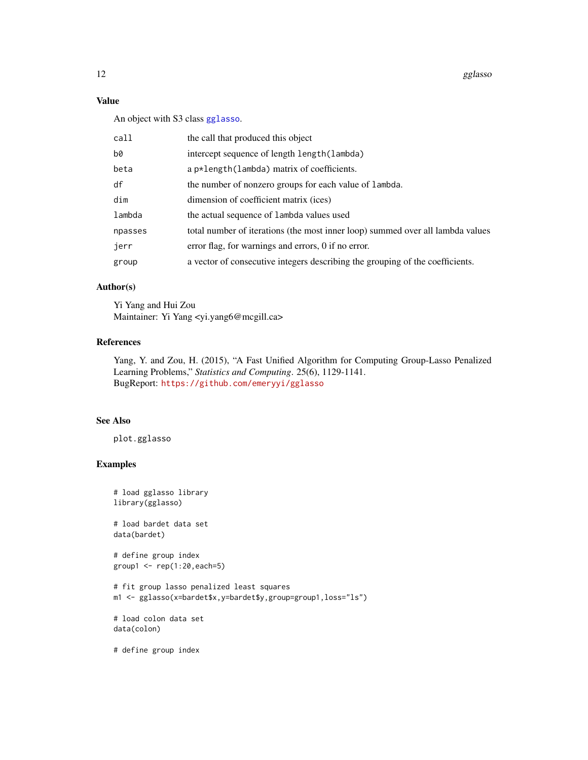### Value

An object with S3 class `gglasso`.

| | |
|---|---|
| `call` | the call that produced this object |
| `b0` | intercept sequence of length `length(lambda)` |
| `beta` | a `p*length(lambda)` matrix of coefficients. |
| `df` | the number of nonzero groups for each value of `lambda`. |
| `dim` | dimension of coefficient matrix (ices) |
| `lambda` | the actual sequence of `lambda` values used |
| `npasses` | total number of iterations (the most inner loop) summed over all lambda values |
| `jerr` | error flag, for warnings and errors, 0 if no error. |
| `group` | a vector of consecutive integers describing the grouping of the coefficients. |

### Author(s)

Yi Yang and Hui Zou
Maintainer: Yi Yang <yi.yang6@mcgill.ca>

### References

Yang, Y. and Zou, H. (2015), "A Fast Unified Algorithm for Computing Group-Lasso Penalized Learning Problems," *Statistics and Computing*. 25(6), 1129-1141.
BugReport: https://github.com/emeryyi/gglasso

### See Also

`plot.gglasso`

### Examples

```
# load gglasso library
library(gglasso)

# load bardet data set
data(bardet)

# define group index
group1 <- rep(1:20,each=5)

# fit group lasso penalized least squares
m1 <- gglasso(x=bardet$x,y=bardet$y,group=group1,loss="ls")

# load colon data set
data(colon)

# define group index
```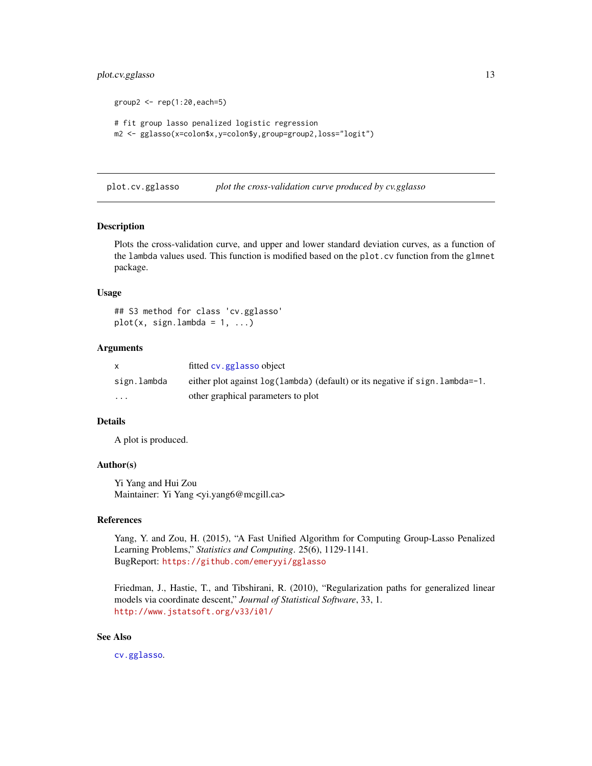```
group2 <- rep(1:20,each=5)

# fit group lasso penalized logistic regression
m2 <- gglasso(x=colon$x,y=colon$y,group=group2,loss="logit")
```

---

## plot.cv.gglasso — *plot the cross-validation curve produced by cv.gglasso*

---

### Description

Plots the cross-validation curve, and upper and lower standard deviation curves, as a function of the `lambda` values used. This function is modified based on the `plot.cv` function from the `glmnet` package.

### Usage

```
## S3 method for class 'cv.gglasso'
plot(x, sign.lambda = 1, ...)
```

### Arguments

| | |
|---|---|
| `x` | fitted `cv.gglasso` object |
| `sign.lambda` | either plot against `log(lambda)` (default) or its negative if `sign.lambda=-1`. |
| `...` | other graphical parameters to plot |

### Details

A plot is produced.

### Author(s)

Yi Yang and Hui Zou
Maintainer: Yi Yang <yi.yang6@mcgill.ca>

### References

Yang, Y. and Zou, H. (2015), "A Fast Unified Algorithm for Computing Group-Lasso Penalized Learning Problems," *Statistics and Computing*. 25(6), 1129-1141.
BugReport: https://github.com/emeryyi/gglasso

Friedman, J., Hastie, T., and Tibshirani, R. (2010), "Regularization paths for generalized linear models via coordinate descent," *Journal of Statistical Software*, 33, 1.
http://www.jstatsoft.org/v33/i01/

### See Also

`cv.gglasso`.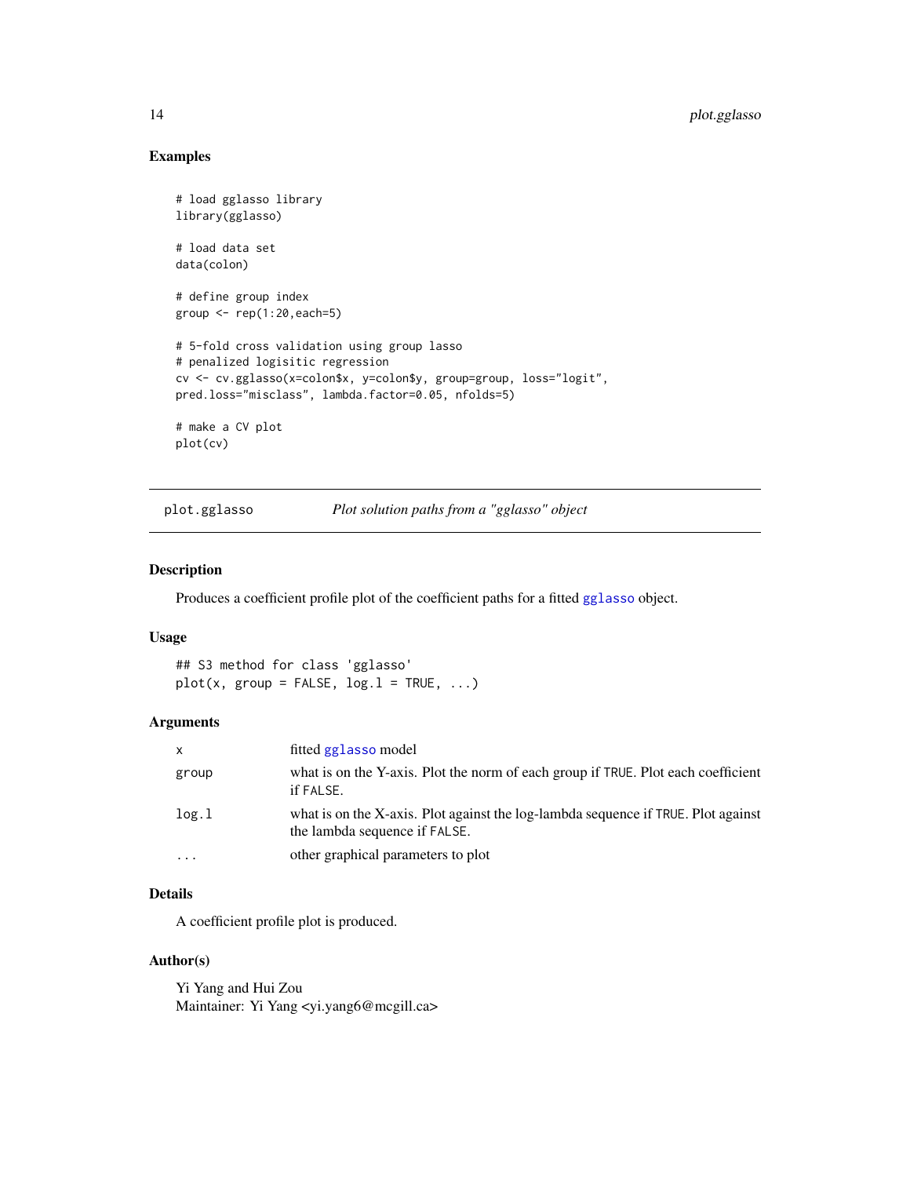## Examples

```
# load gglasso library
library(gglasso)

# load data set
data(colon)

# define group index
group <- rep(1:20,each=5)

# 5-fold cross validation using group lasso
# penalized logisitic regression
cv <- cv.gglasso(x=colon$x, y=colon$y, group=group, loss="logit",
pred.loss="misclass", lambda.factor=0.05, nfolds=5)

# make a CV plot
plot(cv)
```

---

# plot.gglasso — *Plot solution paths from a "gglasso" object*

---

## Description

Produces a coefficient profile plot of the coefficient paths for a fitted `gglasso` object.

## Usage

```
## S3 method for class 'gglasso'
plot(x, group = FALSE, log.l = TRUE, ...)
```

## Arguments

| | |
|---|---|
| `x` | fitted `gglasso` model |
| `group` | what is on the Y-axis. Plot the norm of each group if `TRUE`. Plot each coefficient if `FALSE`. |
| `log.l` | what is on the X-axis. Plot against the log-lambda sequence if `TRUE`. Plot against the lambda sequence if `FALSE`. |
| `...` | other graphical parameters to plot |

## Details

A coefficient profile plot is produced.

## Author(s)

Yi Yang and Hui Zou
Maintainer: Yi Yang <yi.yang6@mcgill.ca>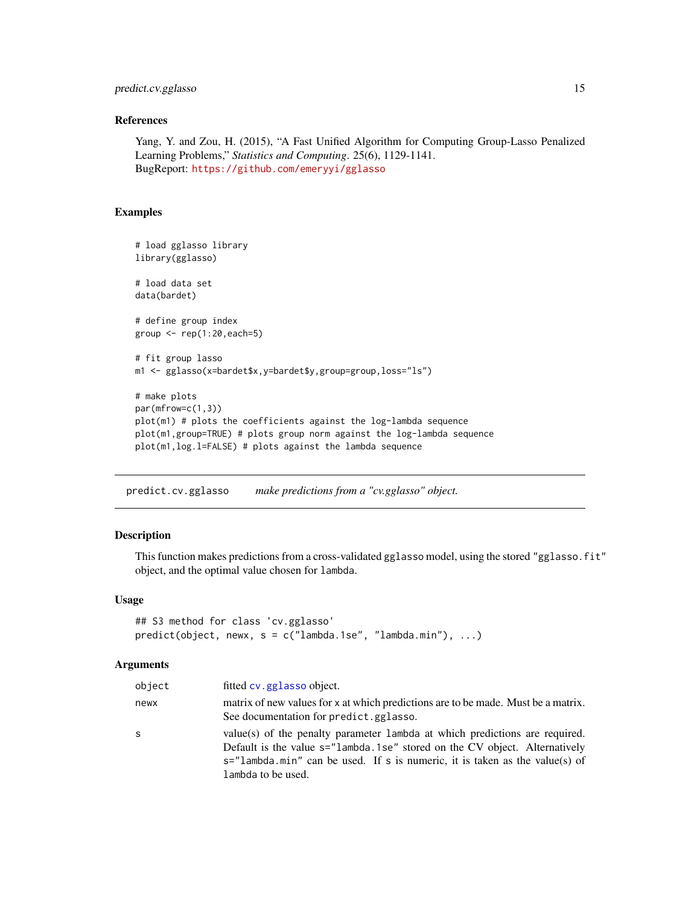### References

Yang, Y. and Zou, H. (2015), "A Fast Unified Algorithm for Computing Group-Lasso Penalized Learning Problems," *Statistics and Computing*. 25(6), 1129-1141.
BugReport: https://github.com/emeryyi/gglasso

### Examples

```
# load gglasso library
library(gglasso)

# load data set
data(bardet)

# define group index
group <- rep(1:20,each=5)

# fit group lasso
m1 <- gglasso(x=bardet$x,y=bardet$y,group=group,loss="ls")

# make plots
par(mfrow=c(1,3))
plot(m1) # plots the coefficients against the log-lambda sequence
plot(m1,group=TRUE) # plots group norm against the log-lambda sequence
plot(m1,log.l=FALSE) # plots against the lambda sequence
```

---

## predict.cv.gglasso    *make predictions from a "cv.gglasso" object.*

---

### Description

This function makes predictions from a cross-validated gglasso model, using the stored "gglasso.fit" object, and the optimal value chosen for lambda.

### Usage

```
## S3 method for class 'cv.gglasso'
predict(object, newx, s = c("lambda.1se", "lambda.min"), ...)
```

### Arguments

| | |
|---|---|
| object | fitted cv.gglasso object. |
| newx | matrix of new values for x at which predictions are to be made. Must be a matrix. See documentation for predict.gglasso. |
| s | value(s) of the penalty parameter lambda at which predictions are required. Default is the value s="lambda.1se" stored on the CV object. Alternatively s="lambda.min" can be used. If s is numeric, it is taken as the value(s) of lambda to be used. |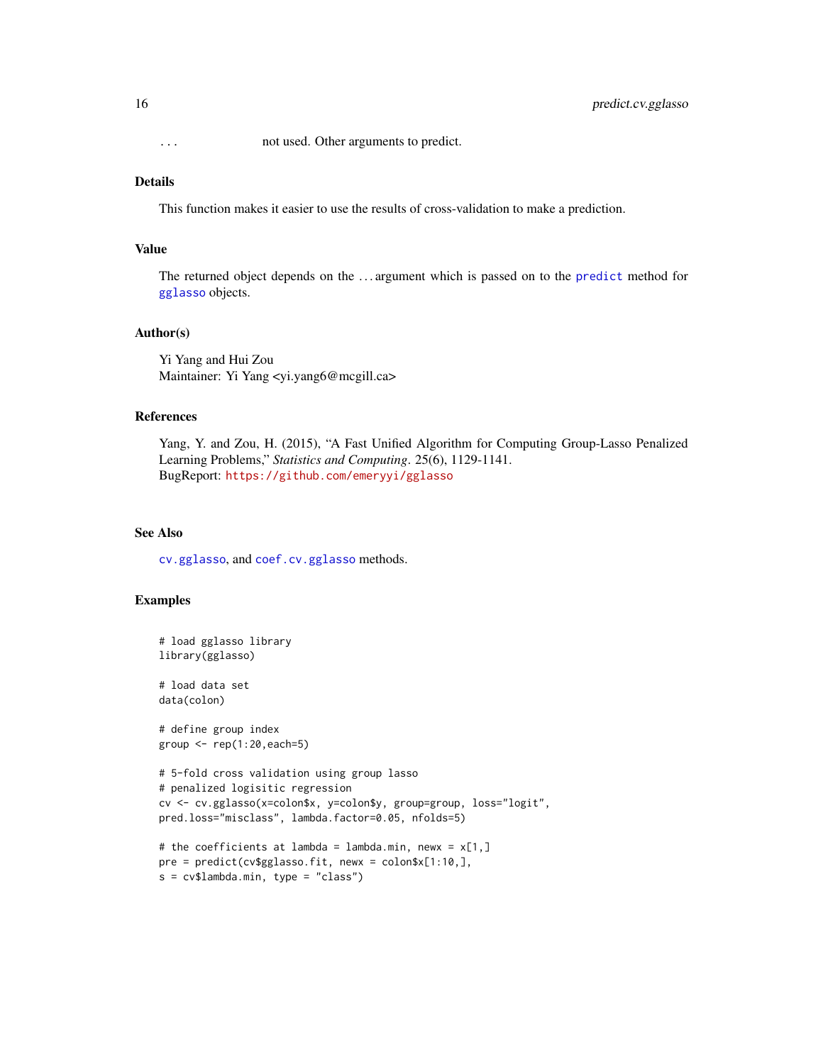... not used. Other arguments to predict.

### Details

This function makes it easier to use the results of cross-validation to make a prediction.

### Value

The returned object depends on the ... argument which is passed on to the `predict` method for `gglasso` objects.

### Author(s)

Yi Yang and Hui Zou
Maintainer: Yi Yang <yi.yang6@mcgill.ca>

### References

Yang, Y. and Zou, H. (2015), "A Fast Unified Algorithm for Computing Group-Lasso Penalized Learning Problems," *Statistics and Computing*. 25(6), 1129-1141.
BugReport: https://github.com/emeryyi/gglasso

### See Also

`cv.gglasso`, and `coef.cv.gglasso` methods.

### Examples

```
# load gglasso library
library(gglasso)

# load data set
data(colon)

# define group index
group <- rep(1:20,each=5)

# 5-fold cross validation using group lasso
# penalized logisitic regression
cv <- cv.gglasso(x=colon$x, y=colon$y, group=group, loss="logit",
pred.loss="misclass", lambda.factor=0.05, nfolds=5)

# the coefficients at lambda = lambda.min, newx = x[1,]
pre = predict(cv$gglasso.fit, newx = colon$x[1:10,],
s = cv$lambda.min, type = "class")
```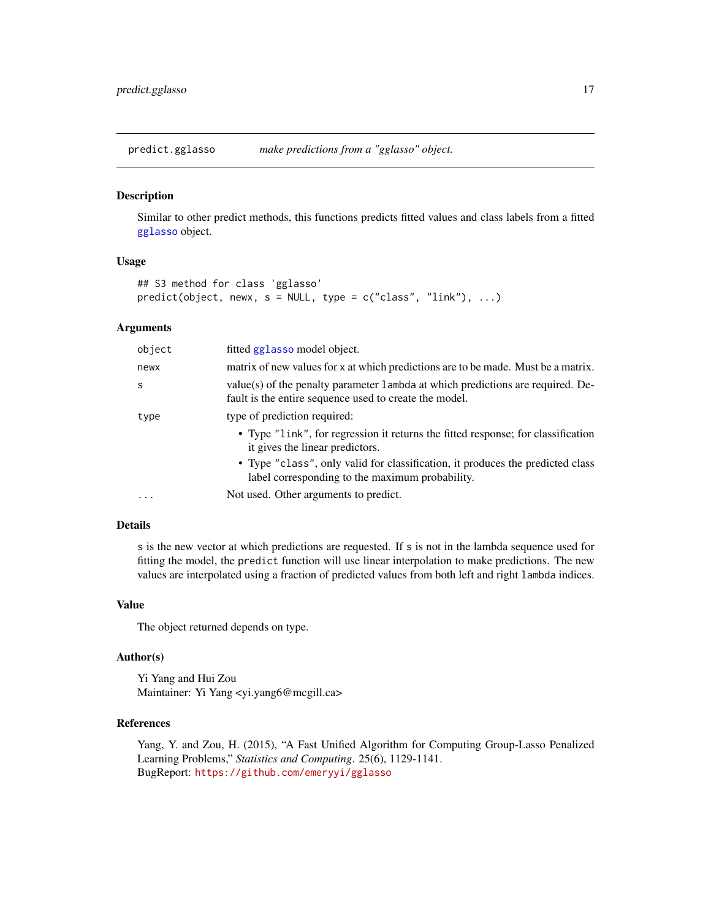predict.gglasso *make predictions from a "gglasso" object.*

## Description

Similar to other predict methods, this functions predicts fitted values and class labels from a fitted gglasso object.

## Usage

```
## S3 method for class 'gglasso'
predict(object, newx, s = NULL, type = c("class", "link"), ...)
```

## Arguments

| | |
|---|---|
| object | fitted gglasso model object. |
| newx | matrix of new values for x at which predictions are to be made. Must be a matrix. |
| s | value(s) of the penalty parameter lambda at which predictions are required. Default is the entire sequence used to create the model. |
| type | type of prediction required: <br>• Type "link", for regression it returns the fitted response; for classification it gives the linear predictors. <br>• Type "class", only valid for classification, it produces the predicted class label corresponding to the maximum probability. |
| ... | Not used. Other arguments to predict. |

## Details

s is the new vector at which predictions are requested. If s is not in the lambda sequence used for fitting the model, the predict function will use linear interpolation to make predictions. The new values are interpolated using a fraction of predicted values from both left and right lambda indices.

## Value

The object returned depends on type.

## Author(s)

Yi Yang and Hui Zou
Maintainer: Yi Yang <yi.yang6@mcgill.ca>

## References

Yang, Y. and Zou, H. (2015), "A Fast Unified Algorithm for Computing Group-Lasso Penalized Learning Problems," *Statistics and Computing*. 25(6), 1129-1141.
BugReport: https://github.com/emeryyi/gglasso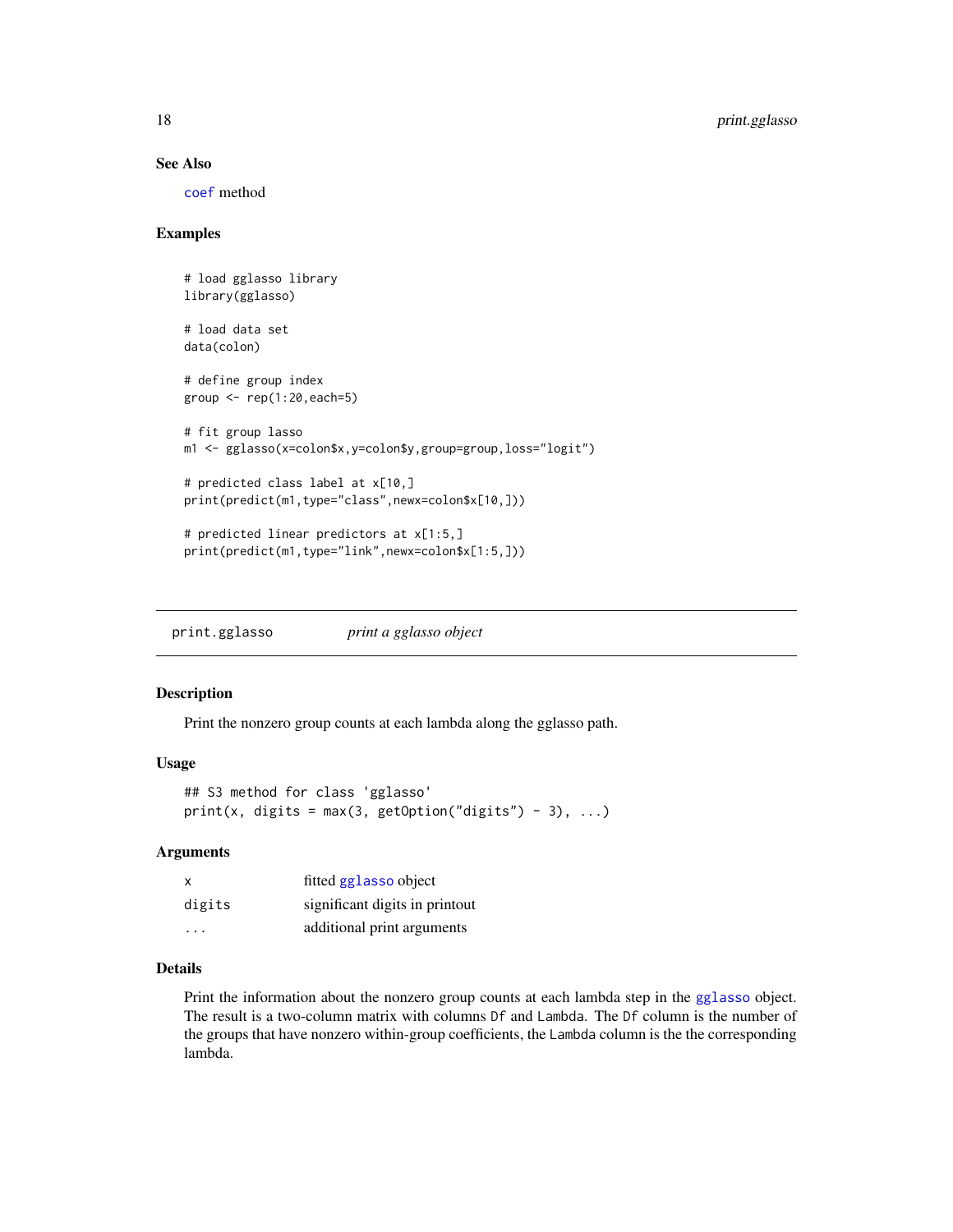## See Also

`coef` method

## Examples

```
# load gglasso library
library(gglasso)

# load data set
data(colon)

# define group index
group <- rep(1:20,each=5)

# fit group lasso
m1 <- gglasso(x=colon$x,y=colon$y,group=group,loss="logit")

# predicted class label at x[10,]
print(predict(m1,type="class",newx=colon$x[10,]))

# predicted linear predictors at x[1:5,]
print(predict(m1,type="link",newx=colon$x[1:5,]))
```

---

# print.gglasso — *print a gglasso object*

---

## Description

Print the nonzero group counts at each lambda along the gglasso path.

## Usage

```
## S3 method for class 'gglasso'
print(x, digits = max(3, getOption("digits") - 3), ...)
```

## Arguments

| | |
|---|---|
| x | fitted `gglasso` object |
| digits | significant digits in printout |
| ... | additional print arguments |

## Details

Print the information about the nonzero group counts at each lambda step in the `gglasso` object. The result is a two-column matrix with columns `Df` and `Lambda`. The `Df` column is the number of the groups that have nonzero within-group coefficients, the `Lambda` column is the the corresponding lambda.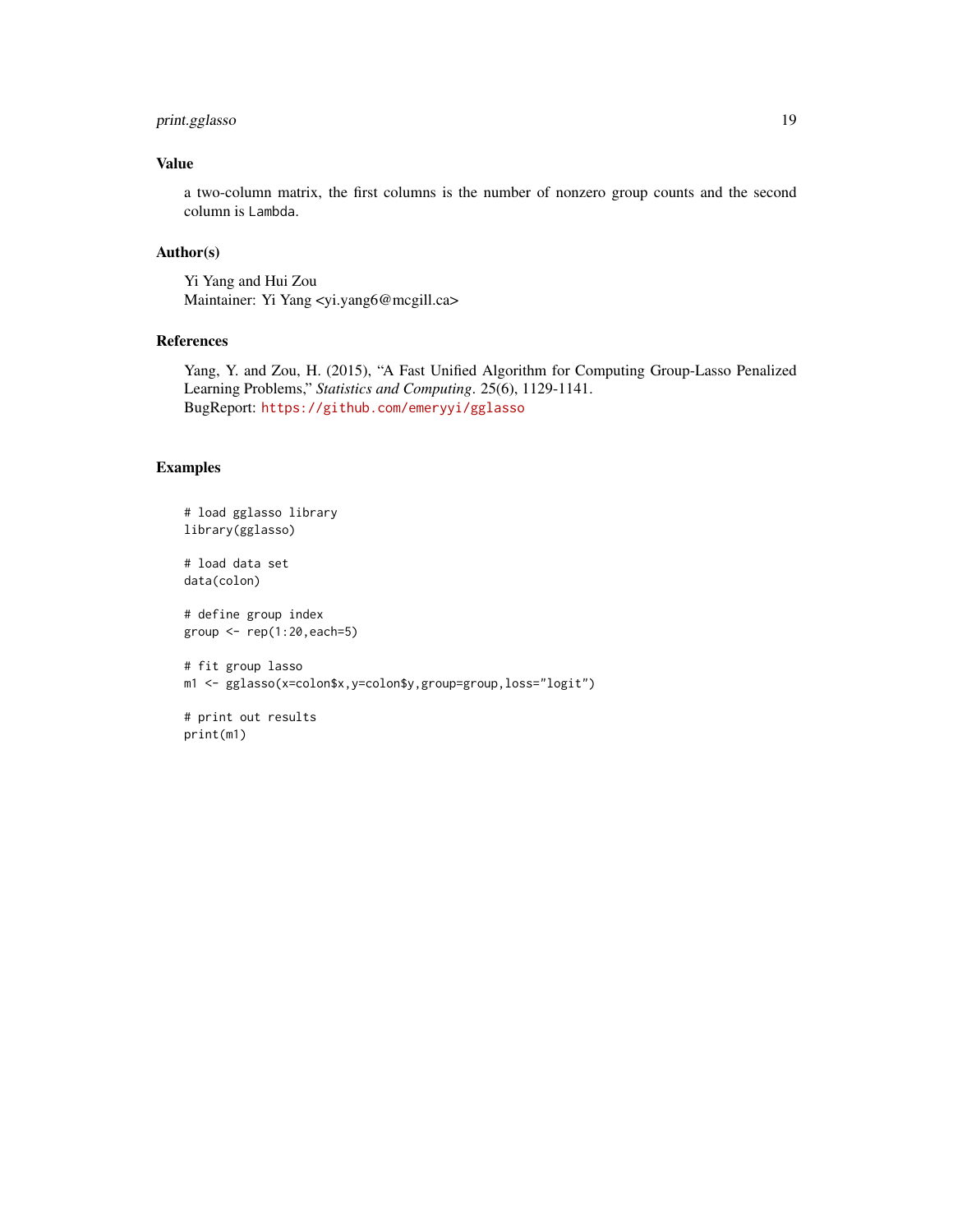## Value

a two-column matrix, the first columns is the number of nonzero group counts and the second column is `Lambda`.

## Author(s)

Yi Yang and Hui Zou
Maintainer: Yi Yang <yi.yang6@mcgill.ca>

## References

Yang, Y. and Zou, H. (2015), "A Fast Unified Algorithm for Computing Group-Lasso Penalized Learning Problems," *Statistics and Computing*. 25(6), 1129-1141.
BugReport: https://github.com/emeryyi/gglasso

## Examples

```
# load gglasso library
library(gglasso)

# load data set
data(colon)

# define group index
group <- rep(1:20,each=5)

# fit group lasso
m1 <- gglasso(x=colon$x,y=colon$y,group=group,loss="logit")

# print out results
print(m1)
```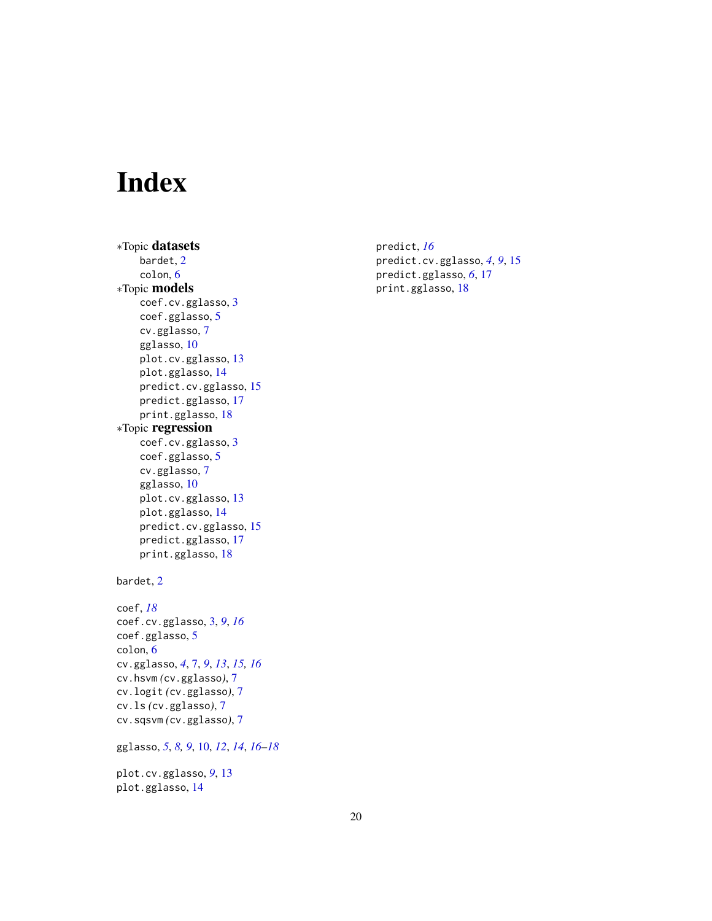# Index

*Topic **datasets**
  bardet, 2
  colon, 6
*Topic **models**
  coef.cv.gglasso, 3
  coef.gglasso, 5
  cv.gglasso, 7
  gglasso, 10
  plot.cv.gglasso, 13
  plot.gglasso, 14
  predict.cv.gglasso, 15
  predict.gglasso, 17
  print.gglasso, 18
*Topic **regression**
  coef.cv.gglasso, 3
  coef.gglasso, 5
  cv.gglasso, 7
  gglasso, 10
  plot.cv.gglasso, 13
  plot.gglasso, 14
  predict.cv.gglasso, 15
  predict.gglasso, 17
  print.gglasso, 18

bardet, 2

coef, *18*
coef.cv.gglasso, 3, *9*, *16*
coef.gglasso, 5
colon, 6
cv.gglasso, *4*, 7, *9*, *13*, *15, 16*
cv.hsvm *(cv.gglasso)*, 7
cv.logit *(cv.gglasso)*, 7
cv.ls *(cv.gglasso)*, 7
cv.sqsvm *(cv.gglasso)*, 7

gglasso, *5*, *8, 9*, 10, *12*, *14*, *16–18*

plot.cv.gglasso, *9*, 13
plot.gglasso, 14
predict, *16*
predict.cv.gglasso, *4*, *9*, 15
predict.gglasso, *6*, 17
print.gglasso, 18